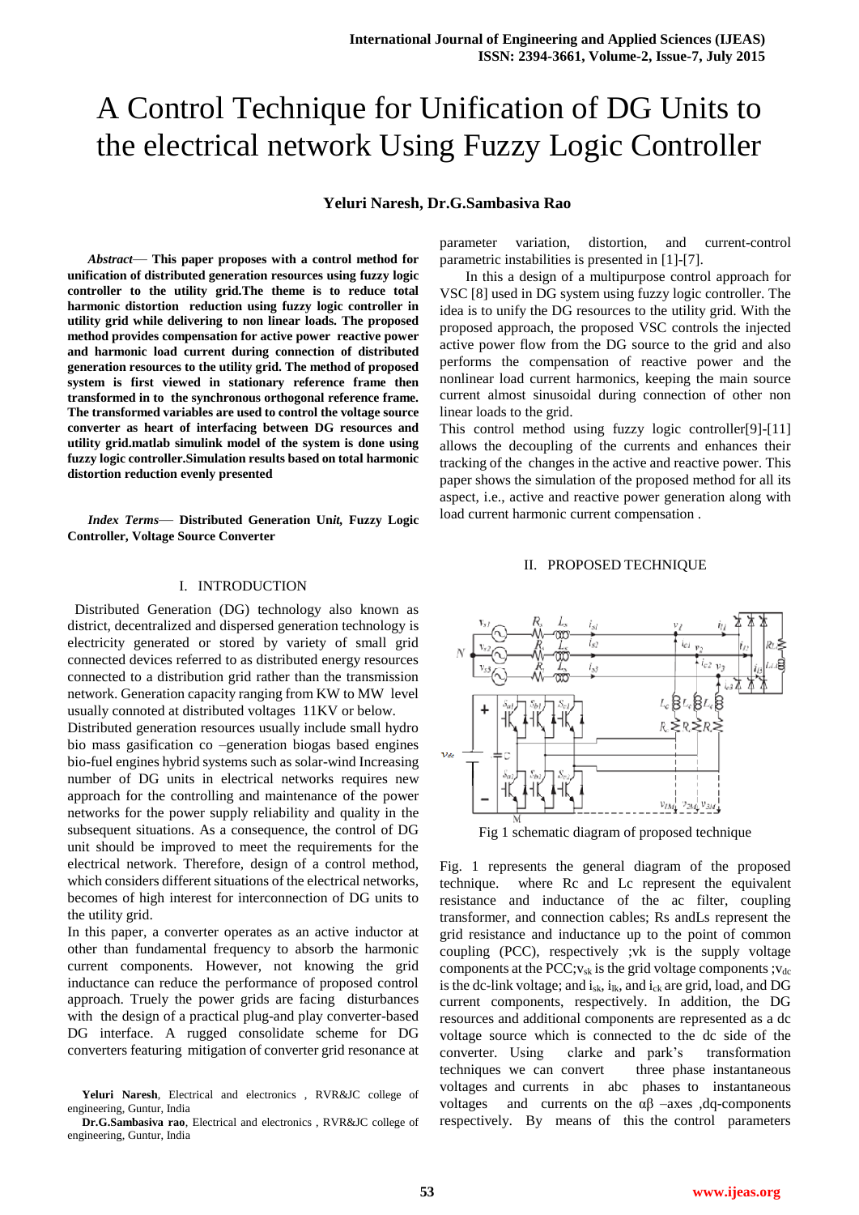# A Control Technique for Unification of DG Units to the electrical network Using Fuzzy Logic Controller

**Yeluri Naresh, Dr.G.Sambasiva Rao**

***Abstract*— This paper proposes with a control method for unification of distributed generation resources using fuzzy logic controller to the utility grid.The theme is to reduce total harmonic distortion reduction using fuzzy logic controller in utility grid while delivering to non linear loads. The proposed method provides compensation for active power reactive power and harmonic load current during connection of distributed generation resources to the utility grid. The method of proposed system is first viewed in stationary reference frame then transformed in to the synchronous orthogonal reference frame. The transformed variables are used to control the voltage source converter as heart of interfacing between DG resources and utility grid.matlab simulink model of the system is done using fuzzy logic controller.Simulation results based on total harmonic distortion reduction evenly presented**

***Index Terms*— Distributed Generation Un*it,* Fuzzy Logic Controller, Voltage Source Converter**

## I. INTRODUCTION

Distributed Generation (DG) technology also known as district, decentralized and dispersed generation technology is electricity generated or stored by variety of small grid connected devices referred to as distributed energy resources connected to a distribution grid rather than the transmission network. Generation capacity ranging from KW to MW level usually connoted at distributed voltages 11KV or below.

Distributed generation resources usually include small hydro bio mass gasification co –generation biogas based engines bio-fuel engines hybrid systems such as solar-wind Increasing number of DG units in electrical networks requires new approach for the controlling and maintenance of the power networks for the power supply reliability and quality in the subsequent situations. As a consequence, the control of DG unit should be improved to meet the requirements for the electrical network. Therefore, design of a control method, which considers different situations of the electrical networks, becomes of high interest for interconnection of DG units to the utility grid.

In this paper, a converter operates as an active inductor at other than fundamental frequency to absorb the harmonic current components. However, not knowing the grid inductance can reduce the performance of proposed control approach. Truely the power grids are facing disturbances with the design of a practical plug-and play converter-based DG interface. A rugged consolidate scheme for DG converters featuring mitigation of converter grid resonance at parameter variation, distortion, and current-control parametric instabilities is presented in [1]-[7].

In this a design of a multipurpose control approach for VSC [8] used in DG system using fuzzy logic controller. The idea is to unify the DG resources to the utility grid. With the proposed approach, the proposed VSC controls the injected active power flow from the DG source to the grid and also performs the compensation of reactive power and the nonlinear load current harmonics, keeping the main source current almost sinusoidal during connection of other non linear loads to the grid.

This control method using fuzzy logic controller[9]-[11] allows the decoupling of the currents and enhances their tracking of the changes in the active and reactive power. This paper shows the simulation of the proposed method for all its aspect, i.e., active and reactive power generation along with load current harmonic current compensation .

## II. PROPOSED TECHNIQUE

Fig 1 schematic diagram of proposed technique

Fig. 1 represents the general diagram of the proposed technique. where Rc and Lc represent the equivalent resistance and inductance of the ac filter, coupling transformer, and connection cables; Rs andLs represent the grid resistance and inductance up to the point of common coupling (PCC), respectively ;vk is the supply voltage components at the PCC;$v_{sk}$ is the grid voltage components ;$v_{dc}$ is the dc-link voltage; and $i_{sk}$, $i_{lk}$, and $i_{ck}$ are grid, load, and DG current components, respectively. In addition, the DG resources and additional components are represented as a dc voltage source which is connected to the dc side of the converter. Using clarke and park's transformation techniques we can convert three phase instantaneous voltages and currents in abc phases to instantaneous voltages and currents on the αβ –axes ,dq-components respectively. By means of this the control parameters

**Yeluri Naresh**, Electrical and electronics , RVR&JC college of engineering, Guntur, India

**Dr.G.Sambasiva rao**, Electrical and electronics , RVR&JC college of engineering, Guntur, India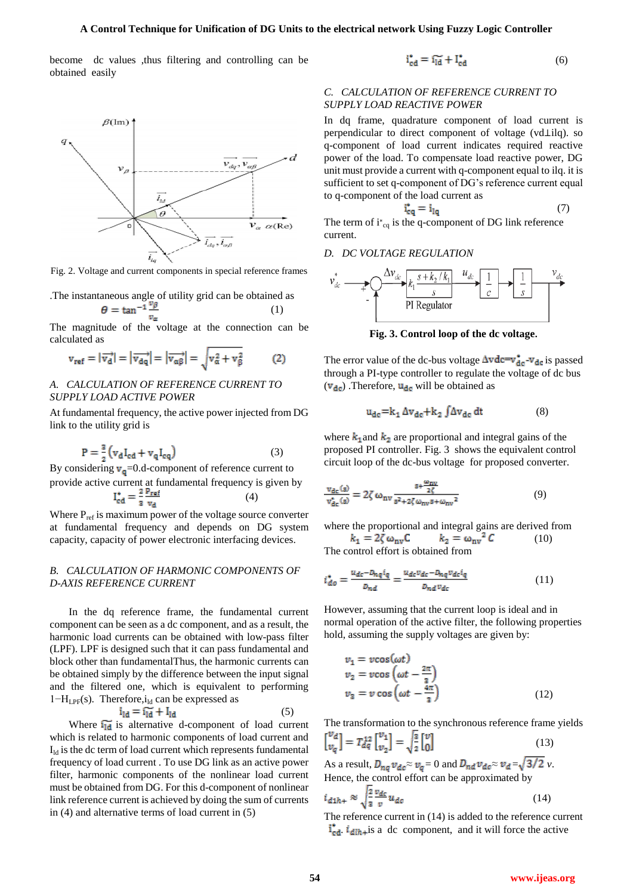become dc values ,thus filtering and controlling can be obtained easily

Fig. 2. Voltage and current components in special reference frames

.The instantaneous angle of utility grid can be obtained as

$$\theta = \tan^{-1}\frac{v_\beta}{v_\alpha} \qquad (1)$$

The magnitude of the voltage at the connection can be calculated as

$$v_{ref} = |\vec{v_d}| = |\vec{v_{dq}}| = |\vec{v_{\alpha\beta}}| = \sqrt{v_\alpha^2 + v_\beta^2} \qquad (2)$$

## A. CALCULATION OF REFERENCE CURRENT TO SUPPLY LOAD ACTIVE POWER

At fundamental frequency, the active power injected from DG link to the utility grid is

$$P = \frac{3}{2}\left(v_d I_{cd} + v_q I_{cq}\right) \qquad (3)$$

By considering $v_q$=0.d-component of reference current to provide active current at fundamental frequency is given by

$$I_{cd}^* = \frac{2}{3}\frac{P_{ref}}{v_d} \qquad (4)$$

Where $P_{ref}$ is maximum power of the voltage source converter at fundamental frequency and depends on DG system capacity, capacity of power electronic interfacing devices.

## B. CALCULATION OF HARMONIC COMPONENTS OF D-AXIS REFERENCE CURRENT

In the dq reference frame, the fundamental current component can be seen as a dc component, and as a result, the harmonic load currents can be obtained with low-pass filter (LPF). LPF is designed such that it can pass fundamental and block other than fundamentalThus, the harmonic currents can be obtained simply by the difference between the input signal and the filtered one, which is equivalent to performing $1-H_{LPF}(s)$. Therefore,$i_{ld}$ can be expressed as

$$i_{ld} = \tilde{i}_{ld} + I_{ld} \qquad (5)$$

Where $\tilde{i}_{ld}$ is alternative d-component of load current which is related to harmonic components of load current and $I_{ld}$ is the dc term of load current which represents fundamental frequency of load current . To use DG link as an active power filter, harmonic components of the nonlinear load current must be obtained from DG. For this d-component of nonlinear link reference current is achieved by doing the sum of currents in (4) and alternative terms of load current in (5)

$$i_{cd}^* = \tilde{i}_{ld} + I_{cd}^* \qquad (6)$$

## C. CALCULATION OF REFERENCE CURRENT TO SUPPLY LOAD REACTIVE POWER

In dq frame, quadrature component of load current is perpendicular to direct component of voltage (vd⊥ilq). so q-component of load current indicates required reactive power of the load. To compensate load reactive power, DG unit must provide a current with q-component equal to ilq. it is sufficient to set q-component of DG's reference current equal to q-component of the load current as

$$i_{cq}^* = i_{lq} \qquad (7)$$

The term of $i^*_{cq}$ is the q-component of DG link reference current.

## D. DC VOLTAGE REGULATION

Fig. 3. Control loop of the dc voltage.

The error value of the dc-bus voltage $\Delta v_{dc} = v_{dc}^* - v_{dc}$ is passed through a PI-type controller to regulate the voltage of dc bus ($v_{dc}$) .Therefore, $u_{dc}$ will be obtained as

$$u_{dc} = k_1 \Delta v_{dc} + k_2 \int \Delta v_{dc}\, dt \qquad (8)$$

where $k_1$ and $k_2$ are proportional and integral gains of the proposed PI controller. Fig. 3 shows the equivalent control circuit loop of the dc-bus voltage for proposed converter.

$$\frac{v_{dc}(s)}{v_{dc}^*(s)} = 2\zeta\,\omega_{nv}\frac{s + \frac{\omega_{nv}}{2\zeta}}{s^2 + 2\zeta\,\omega_{nv}s + \omega_{nv}^2} \qquad (9)$$

where the proportional and integral gains are derived from

$$k_1 = 2\zeta\,\omega_{nv}C \qquad k_2 = \omega_{nv}^2\,C \qquad (10)$$

The control effort is obtained from

$$i_{do}^* = \frac{u_{dc} - D_{nq}i_q}{D_{nd}} = \frac{u_{dc}v_{dc} - D_{nq}v_{dc}i_q}{D_{nd}v_{dc}} \qquad (11)$$

However, assuming that the current loop is ideal and in normal operation of the active filter, the following properties hold, assuming the supply voltages are given by:

$$\begin{aligned} v_1 &= v\cos(\omega t) \\ v_2 &= v\cos\left(\omega t - \frac{2\pi}{3}\right) \\ v_3 &= v\cos\left(\omega t - \frac{4\pi}{3}\right) \end{aligned} \qquad (12)$$

The transformation to the synchronous reference frame yields

$$\begin{bmatrix} v_d \\ v_q \end{bmatrix} = T_{dq}^{12}\begin{bmatrix} v_1 \\ v_2 \end{bmatrix} = \sqrt{\frac{3}{2}}\begin{bmatrix} v \\ 0 \end{bmatrix} \qquad (13)$$

As a result, $D_{nq}v_{dc} \approx v_q = 0$ and $D_{nd}v_{dc} \approx v_d = \sqrt{3/2}\,v$.
Hence, the control effort can be approximated by

$$i_{d1h+} \approx \sqrt{\frac{2}{3}}\frac{v_{dc}}{v}u_{dc} \qquad (14)$$

The reference current in (14) is added to the reference current $i_{cd}^*$. $i_{d1h+}$is a dc component, and it will force the active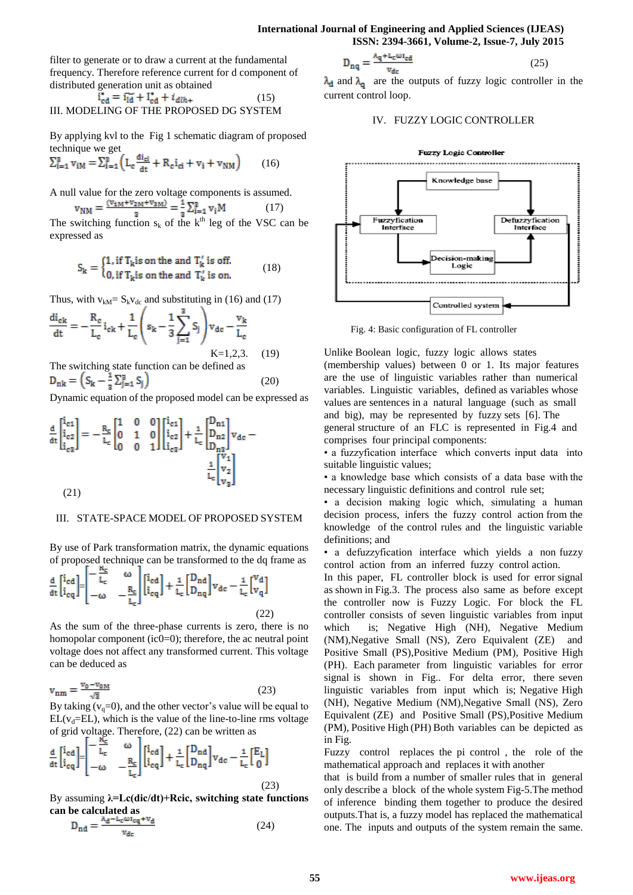filter to generate or to draw a current at the fundamental frequency. Therefore reference current for d component of distributed generation unit as obtained

$$i^*_{cd} = \widetilde{i_{ld}} + I^*_{cd} + i_{dlh+} \qquad (15)$$

III. MODELING OF THE PROPOSED DG SYSTEM

By applying kvl to the Fig 1 schematic diagram of proposed technique we get

$$\sum_{i=1}^{3} v_{iM} = \sum_{i=1}^{3}\left(L_c \frac{di_{ci}}{dt} + R_c i_{ci} + v_i + v_{NM}\right) \qquad (16)$$

A null value for the zero voltage components is assumed.

$$v_{NM} = \frac{(v_{1M}+v_{2M}+v_{3M})}{3} = \frac{1}{3}\sum_{i=1}^{3} v_i M \qquad (17)$$

The switching function $s_k$ of the $k^{th}$ leg of the VSC can be expressed as

$$S_k = \begin{cases} 1, \text{if } T_k \text{ is on the and } T'_k \text{ is off.} \\ 0, \text{if } T_k \text{ is on the and } T'_k \text{ is on.} \end{cases} \qquad (18)$$

Thus, with $v_{kM}= S_k v_{dc}$ and substituting in (16) and (17)

$$\frac{di_{ck}}{dt} = -\frac{R_c}{L_c} i_{ck} + \frac{1}{L_c}\left(s_k - \frac{1}{3}\sum_{j=1}^{3} S_j\right) v_{dc} - \frac{v_k}{L_c} \qquad K=1,2,3. \quad (19)$$

The switching state function can be defined as

$$D_{nk} = \left(S_k - \frac{1}{3}\sum_{j=1}^{3} S_j\right) \qquad (20)$$

Dynamic equation of the proposed model can be expressed as

$$\frac{d}{dt}\begin{bmatrix} i_{c1} \\ i_{c2} \\ i_{c3} \end{bmatrix} = -\frac{R_c}{L_c}\begin{bmatrix} 1 & 0 & 0 \\ 0 & 1 & 0 \\ 0 & 0 & 1 \end{bmatrix}\begin{bmatrix} i_{c1} \\ i_{c2} \\ i_{c3} \end{bmatrix} + \frac{1}{L_c}\begin{bmatrix} D_{n1} \\ D_{n2} \\ D_{n3} \end{bmatrix} v_{dc} - \frac{1}{L_c}\begin{bmatrix} v_1 \\ v_2 \\ v_3 \end{bmatrix} \qquad (21)$$

III. STATE-SPACE MODEL OF PROPOSED SYSTEM

By use of Park transformation matrix, the dynamic equations of proposed technique can be transformed to the dq frame as

$$\frac{d}{dt}\begin{bmatrix} i_{cd} \\ i_{cq} \end{bmatrix} = \begin{bmatrix} -\frac{R_c}{L_c} & \omega \\ -\omega & -\frac{R_c}{L_c} \end{bmatrix}\begin{bmatrix} i_{cd} \\ i_{cq} \end{bmatrix} + \frac{1}{L_c}\begin{bmatrix} D_{nd} \\ D_{nq} \end{bmatrix} v_{dc} - \frac{1}{L_c}\begin{bmatrix} v_d \\ v_q \end{bmatrix} \qquad (22)$$

As the sum of the three-phase currents is zero, there is no homopolar component (ic0=0); therefore, the ac neutral point voltage does not affect any transformed current. This voltage can be deduced as

$$v_{nm} = \frac{v_0 - v_{0M}}{\sqrt{3}} \qquad (23)$$

By taking ($v_q$=0), and the other vector's value will be equal to EL($v_d$=EL), which is the value of the line-to-line rms voltage of grid voltage. Therefore, (22) can be written as

$$\frac{d}{dt}\begin{bmatrix} i_{cd} \\ i_{cq} \end{bmatrix} = \begin{bmatrix} -\frac{R_c}{L_c} & \omega \\ -\omega & -\frac{R_c}{L_c} \end{bmatrix}\begin{bmatrix} i_{cd} \\ i_{cq} \end{bmatrix} + \frac{1}{L_c}\begin{bmatrix} D_{nd} \\ D_{nq} \end{bmatrix} v_{dc} - \frac{1}{L_c}\begin{bmatrix} E_L \\ 0 \end{bmatrix} \qquad (23)$$

By assuming **$\lambda$=Lc(dic/dt)+Rcic, switching state functions can be calculated as**

$$D_{nd} = \frac{\lambda_d - L_c\omega i_{cq} + v_d}{v_{dc}} \qquad (24)$$

$$D_{nq} = \frac{\lambda_q + L_c\omega i_{cd}}{v_{dc}} \qquad (25)$$

$\lambda_d$ and $\lambda_q$ are the outputs of fuzzy logic controller in the current control loop.

IV. FUZZY LOGIC CONTROLLER

Fig. 4: Basic configuration of FL controller

Unlike Boolean logic, fuzzy logic allows states (membership values) between 0 or 1. Its major features are the use of linguistic variables rather than numerical variables. Linguistic variables, defined as variables whose values are sentences in a natural language (such as small and big), may be represented by fuzzy sets [6]. The general structure of an FLC is represented in Fig.4 and comprises four principal components:

- a fuzzyfication interface which converts input data into suitable linguistic values;
- a knowledge base which consists of a data base with the necessary linguistic definitions and control rule set;
- a decision making logic which, simulating a human decision process, infers the fuzzy control action from the knowledge of the control rules and the linguistic variable definitions; and
- a defuzzyfication interface which yields a non fuzzy control action from an inferred fuzzy control action.

In this paper, FL controller block is used for error signal as shown in Fig.3. The process also same as before except the controller now is Fuzzy Logic. For block the FL controller consists of seven linguistic variables from input which is; Negative High (NH), Negative Medium (NM),Negative Small (NS), Zero Equivalent (ZE) and Positive Small (PS),Positive Medium (PM), Positive High (PH). Each parameter from linguistic variables for error signal is shown in Fig.. For delta error, there seven linguistic variables from input which is; Negative High (NH), Negative Medium (NM),Negative Small (NS), Zero Equivalent (ZE) and Positive Small (PS),Positive Medium (PM), Positive High (PH) Both variables can be depicted as in Fig.

Fuzzy control replaces the pi control , the role of the mathematical approach and replaces it with another that is build from a number of smaller rules that in general only describe a block of the whole system Fig-5.The method of inference binding them together to produce the desired outputs.That is, a fuzzy model has replaced the mathematical one. The inputs and outputs of the system remain the same.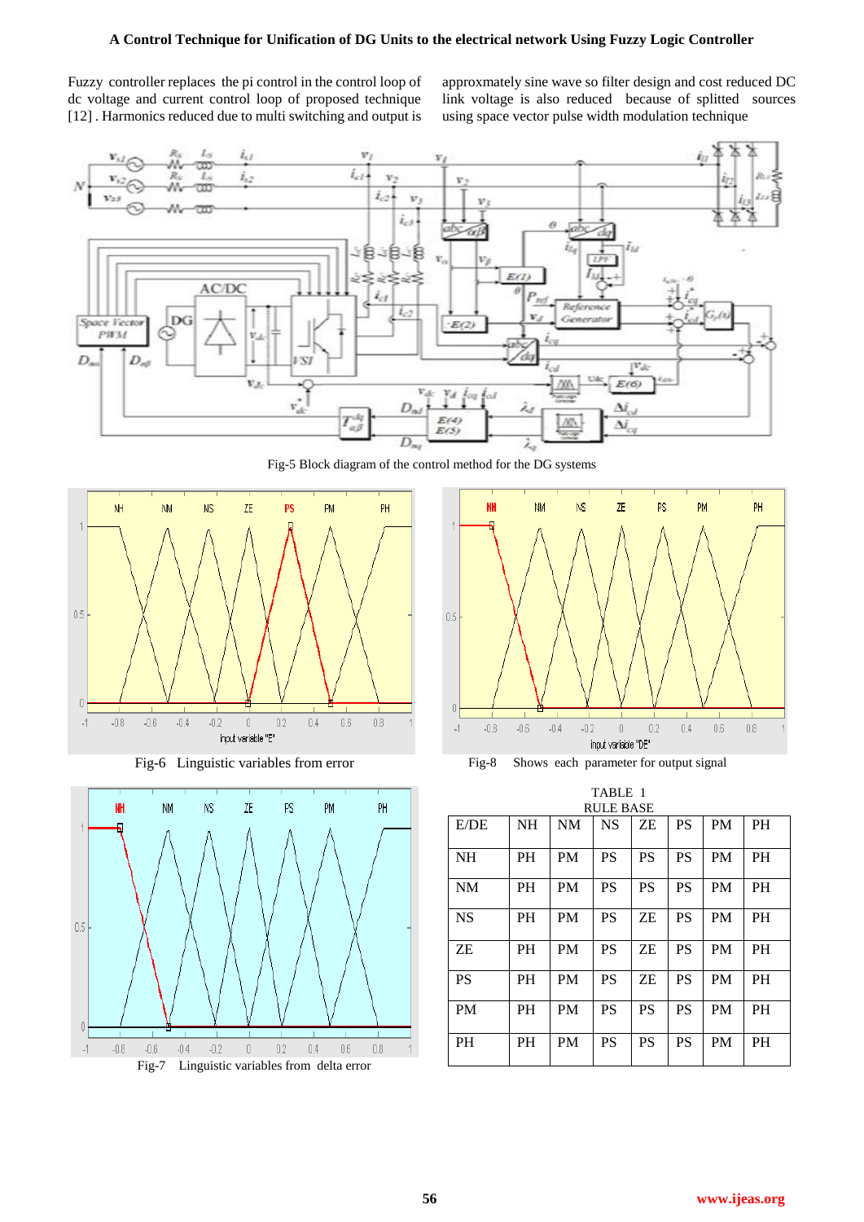Fuzzy controller replaces the pi control in the control loop of dc voltage and current control loop of proposed technique [12] . Harmonics reduced due to multi switching and output is approxmately sine wave so filter design and cost reduced DC link voltage is also reduced because of splitted sources using space vector pulse width modulation technique

Fig-5 Block diagram of the control method for the DG systems

Fig-6 Linguistic variables from error

Fig-8 Shows each parameter for output signal

Fig-7 Linguistic variables from delta error

TABLE 1
RULE BASE

| E/DE | NH | NM | NS | ZE | PS | PM | PH |
|---|---|---|---|---|---|---|---|
| NH | PH | PM | PS | PS | PS | PM | PH |
| NM | PH | PM | PS | PS | PS | PM | PH |
| NS | PH | PM | PS | ZE | PS | PM | PH |
| ZE | PH | PM | PS | ZE | PS | PM | PH |
| PS | PH | PM | PS | ZE | PS | PM | PH |
| PM | PH | PM | PS | PS | PS | PM | PH |
| PH | PH | PM | PS | PS | PS | PM | PH |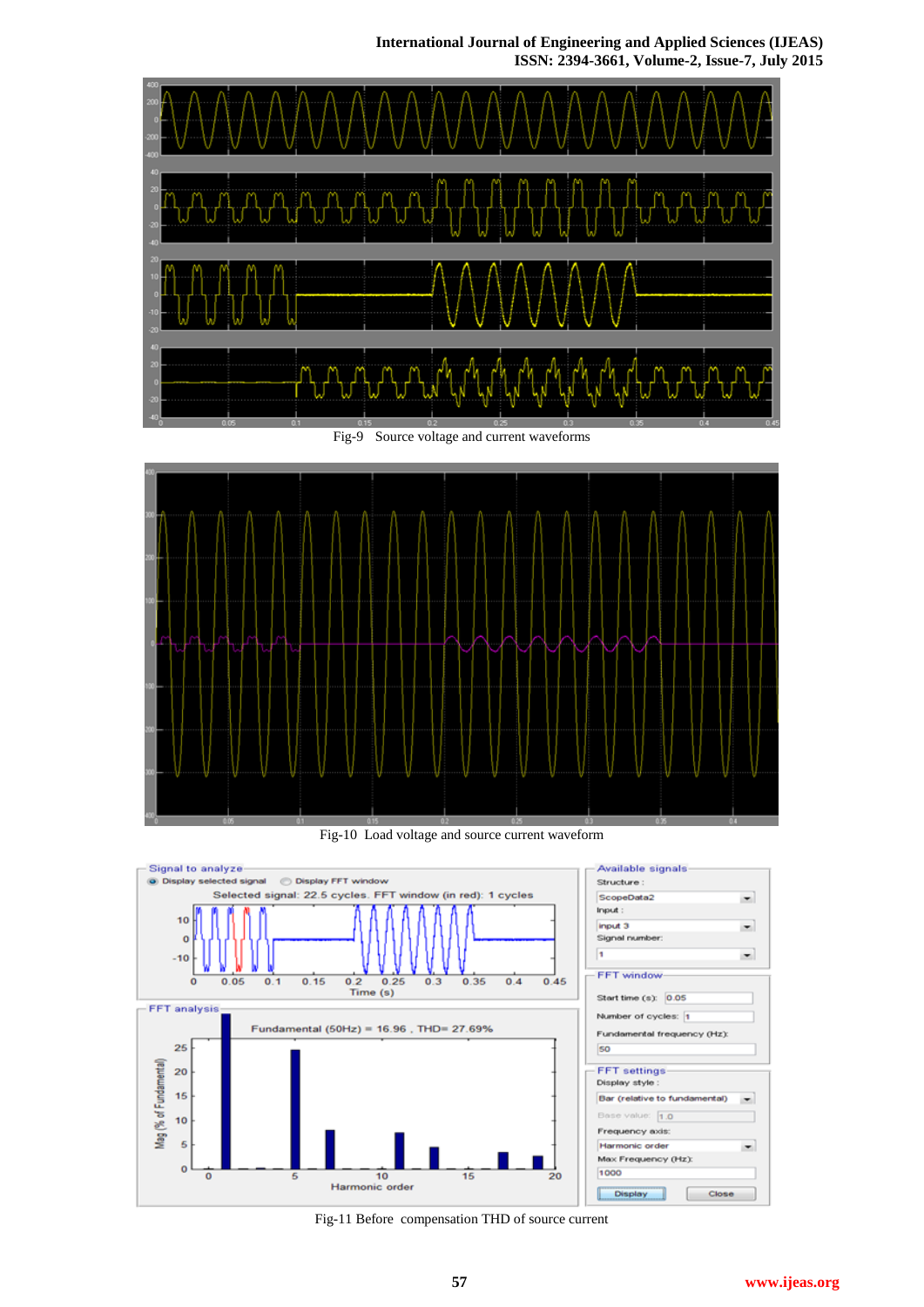Fig-9 Source voltage and current waveforms

Fig-10 Load voltage and source current waveform

Fig-11 Before compensation THD of source current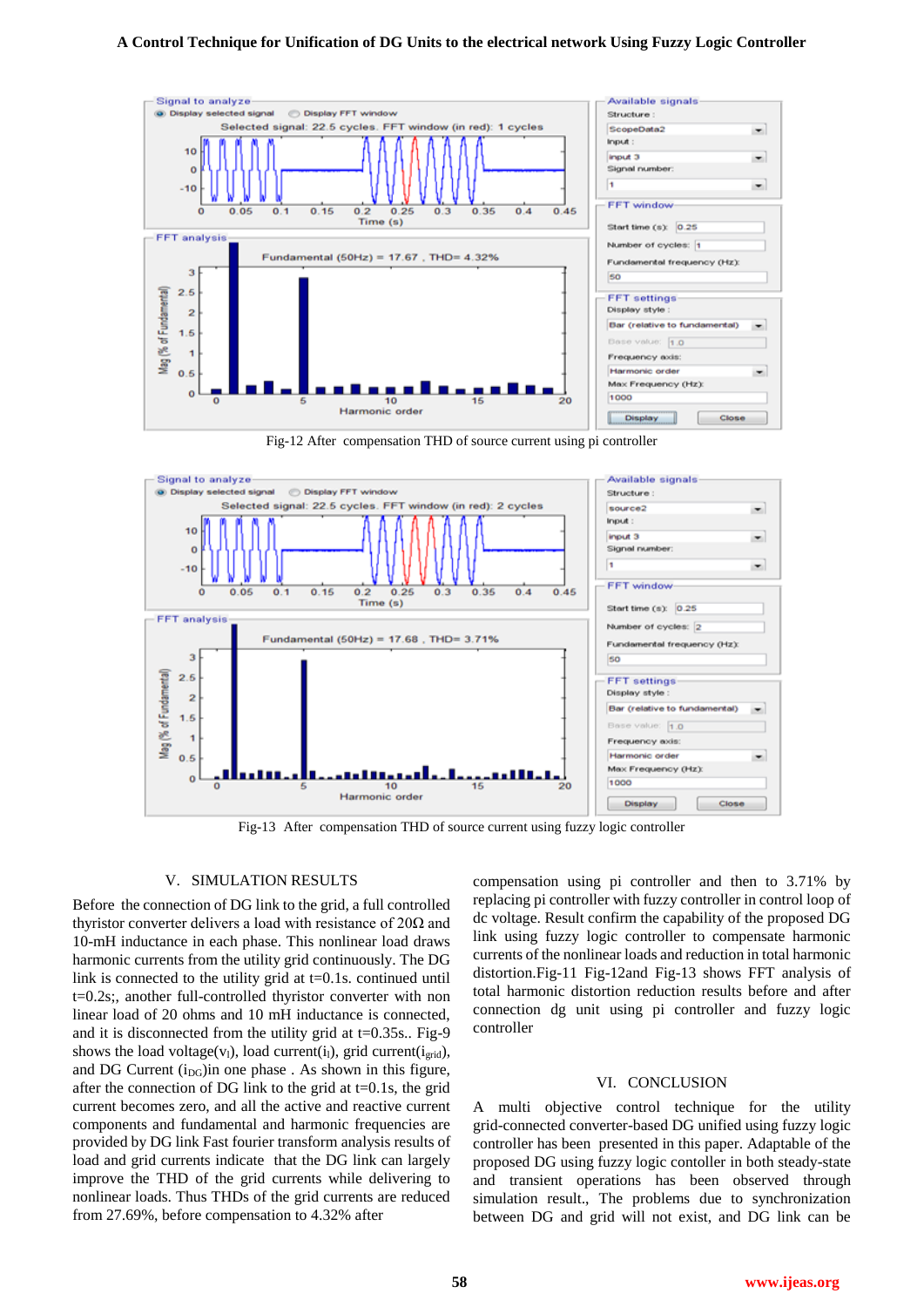Fig-12 After compensation THD of source current using pi controller

Fig-13 After compensation THD of source current using fuzzy logic controller

## V. SIMULATION RESULTS

Before the connection of DG link to the grid, a full controlled thyristor converter delivers a load with resistance of 20Ω and 10-mH inductance in each phase. This nonlinear load draws harmonic currents from the utility grid continuously. The DG link is connected to the utility grid at t=0.1s. continued until t=0.2s;, another full-controlled thyristor converter with non linear load of 20 ohms and 10 mH inductance is connected, and it is disconnected from the utility grid at t=0.35s.. Fig-9 shows the load voltage($v_l$), load current($i_l$), grid current($i_{grid}$), and DG Current ($i_{DG}$)in one phase . As shown in this figure, after the connection of DG link to the grid at t=0.1s, the grid current becomes zero, and all the active and reactive current components and fundamental and harmonic frequencies are provided by DG link Fast fourier transform analysis results of load and grid currents indicate that the DG link can largely improve the THD of the grid currents while delivering to nonlinear loads. Thus THDs of the grid currents are reduced from 27.69%, before compensation to 4.32% after compensation using pi controller and then to 3.71% by replacing pi controller with fuzzy controller in control loop of dc voltage. Result confirm the capability of the proposed DG link using fuzzy logic controller to compensate harmonic currents of the nonlinear loads and reduction in total harmonic distortion.Fig-11 Fig-12and Fig-13 shows FFT analysis of total harmonic distortion reduction results before and after connection dg unit using pi controller and fuzzy logic controller

## VI. CONCLUSION

A multi objective control technique for the utility grid-connected converter-based DG unified using fuzzy logic controller has been presented in this paper. Adaptable of the proposed DG using fuzzy logic contoller in both steady-state and transient operations has been observed through simulation result., The problems due to synchronization between DG and grid will not exist, and DG link can be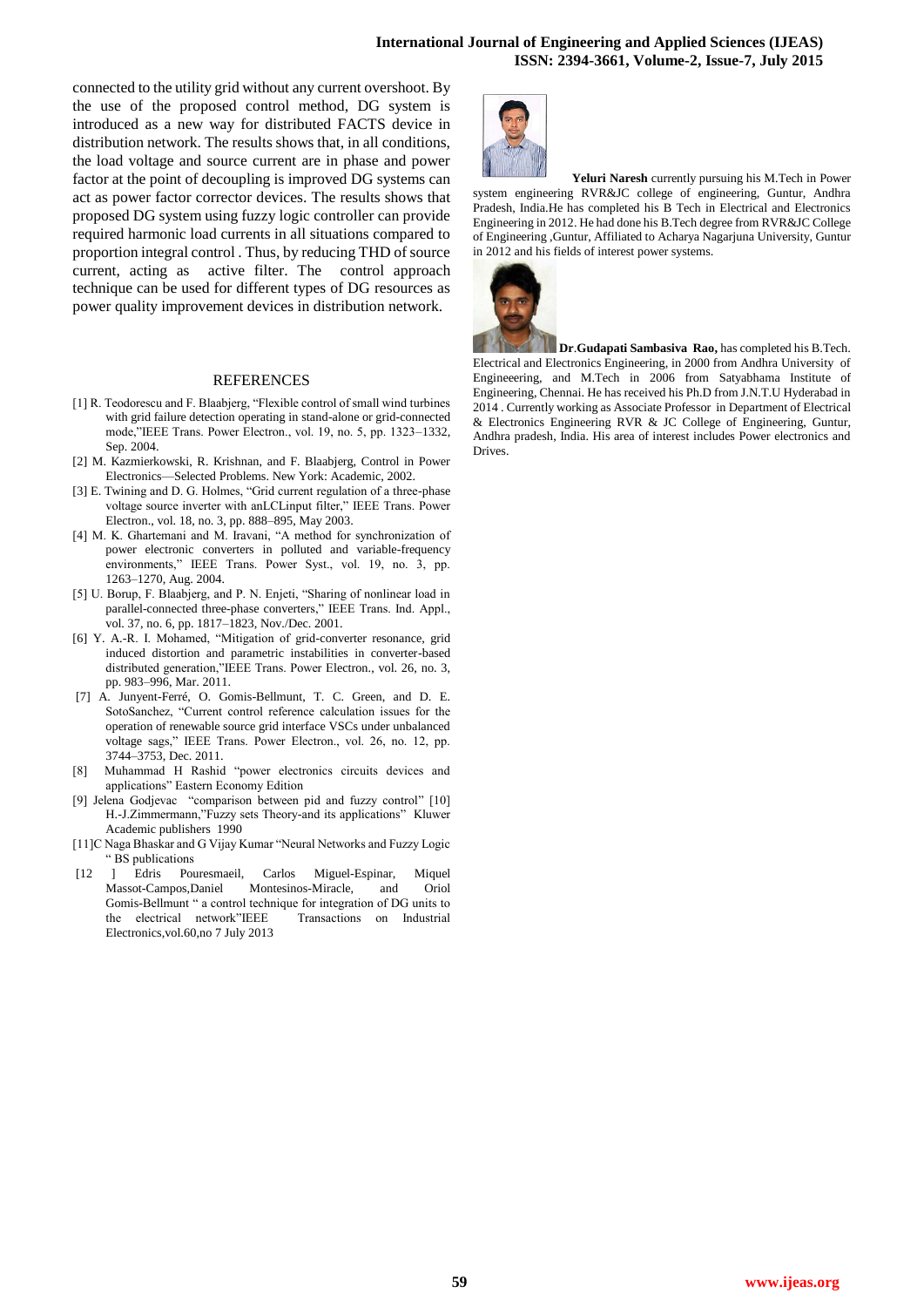connected to the utility grid without any current overshoot. By the use of the proposed control method, DG system is introduced as a new way for distributed FACTS device in distribution network. The results shows that, in all conditions, the load voltage and source current are in phase and power factor at the point of decoupling is improved DG systems can act as power factor corrector devices. The results shows that proposed DG system using fuzzy logic controller can provide required harmonic load currents in all situations compared to proportion integral control . Thus, by reducing THD of source current, acting as active filter. The control approach technique can be used for different types of DG resources as power quality improvement devices in distribution network.

## REFERENCES

[1] R. Teodorescu and F. Blaabjerg, "Flexible control of small wind turbines with grid failure detection operating in stand-alone or grid-connected mode,"IEEE Trans. Power Electron., vol. 19, no. 5, pp. 1323–1332, Sep. 2004.

[2] M. Kazmierkowski, R. Krishnan, and F. Blaabjerg, Control in Power Electronics—Selected Problems. New York: Academic, 2002.

[3] E. Twining and D. G. Holmes, "Grid current regulation of a three-phase voltage source inverter with anLCLinput filter," IEEE Trans. Power Electron., vol. 18, no. 3, pp. 888–895, May 2003.

[4] M. K. Ghartemani and M. Iravani, "A method for synchronization of power electronic converters in polluted and variable-frequency environments," IEEE Trans. Power Syst., vol. 19, no. 3, pp. 1263–1270, Aug. 2004.

[5] U. Borup, F. Blaabjerg, and P. N. Enjeti, "Sharing of nonlinear load in parallel-connected three-phase converters," IEEE Trans. Ind. Appl., vol. 37, no. 6, pp. 1817–1823, Nov./Dec. 2001.

[6] Y. A.-R. I. Mohamed, "Mitigation of grid-converter resonance, grid induced distortion and parametric instabilities in converter-based distributed generation,"IEEE Trans. Power Electron., vol. 26, no. 3, pp. 983–996, Mar. 2011.

[7] A. Junyent-Ferré, O. Gomis-Bellmunt, T. C. Green, and D. E. SotoSanchez, "Current control reference calculation issues for the operation of renewable source grid interface VSCs under unbalanced voltage sags," IEEE Trans. Power Electron., vol. 26, no. 12, pp. 3744–3753, Dec. 2011.

[8] Muhammad H Rashid "power electronics circuits devices and applications" Eastern Economy Edition

[9] Jelena Godjevac "comparison between pid and fuzzy control" [10] H.-J.Zimmermann,"Fuzzy sets Theory-and its applications" Kluwer Academic publishers 1990

[11]C Naga Bhaskar and G Vijay Kumar "Neural Networks and Fuzzy Logic " BS publications

[12 ] Edris Pouresmaeil, Carlos Miguel-Espinar, Miquel Massot-Campos,Daniel Montesinos-Miracle, and Oriol Gomis-Bellmunt " a control technique for integration of DG units to the electrical network"IEEE Transactions on Industrial Electronics,vol.60,no 7 July 2013

**Yeluri Naresh** currently pursuing his M.Tech in Power system engineering RVR&JC college of engineering, Guntur, Andhra Pradesh, India.He has completed his B Tech in Electrical and Electronics Engineering in 2012. He had done his B.Tech degree from RVR&JC College of Engineering ,Guntur, Affiliated to Acharya Nagarjuna University, Guntur in 2012 and his fields of interest power systems.

**Dr.Gudapati Sambasiva Rao,** has completed his B.Tech. Electrical and Electronics Engineering, in 2000 from Andhra University of Engineeering, and M.Tech in 2006 from Satyabhama Institute of Engineering, Chennai. He has received his Ph.D from J.N.T.U Hyderabad in 2014 . Currently working as Associate Professor in Department of Electrical & Electronics Engineering RVR & JC College of Engineering, Guntur, Andhra pradesh, India. His area of interest includes Power electronics and Drives.